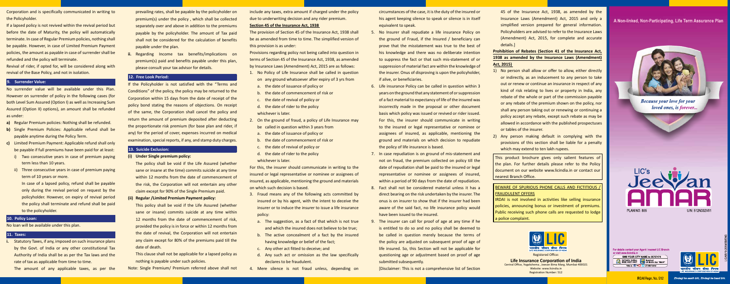Corporation and is specifically communicated in writing to the Policyholder.

If a lapsed policy is not revived within the revival period but before the date of Maturity, the policy will automatically terminate. In case of Regular Premium policies, nothing shall be payable. However, in case of Limited Premium Payment policies, the amount as payable in case of surrender shall be refunded and the policy will terminate.

Revival of rider, if opted for, will be considered along with revival of the Base Policy, and not in isolation.

## 9. Surrender Value:

No surrender value will be available under this Plan. However on surrender of policy in the following cases (for both Level Sum Assured (Option I) as well as Increasing Sum Assured (Option II) options), an amount shall be refunded as under:

**a)** Regular Premium policies: Nothing shall be refunded.

**b)** Single Premium Policies: Applicable refund shall be payable anytime during the Policy Term.

**c)** Limited Premium Payment: Applicable refund shall only be payable if full premiums have been paid for at least:

i) Two consecutive years in case of premium paying term less than 10 years.

ii) Three consecutive years in case of premium paying term of 10 years or more.

In case of a lapsed policy, refund shall be payable only during the revival period on request by the policyholder. However, on expiry of revival period the policy shall terminate and refund shall be paid to the policyholder.

## 10. Policy Loan:

No loan will be available under this plan.

## 11. Taxes:

**i.** Statutory Taxes, if any, imposed on such insurance plans by the Govt. of India or any other constitutional Tax Authority of India shall be as per the Tax laws and the rate of tax as applicable from time to time.

The amount of any applicable taxes, as per the prevailing rates, shall be payable by the policyholder on premium(s) under the policy , which shall be collected separately over and above in addition to the premiums payable by the policyholder. The amount of Tax paid shall not be considered for the calculation of benefits payable under the plan.

**ii.** Regarding Income tax benefits/implications on premium(s) paid and benefits payable under this plan, please consult your tax advisor for details.

## 12. Free Look Period:

If the Policyholder is not satisfied with the "Terms and Conditions" of the policy, the policy may be returned to the Corporation within 15 days from the date of receipt of the policy bond stating the reasons of objections. On receipt of the same, the Corporation shall cancel the policy and return the amount of premium deposited after deducting the proportionate risk premium (for base plan and rider, if any) for the period of cover, expenses incurred on medical examination, special reports, if any, and stamp duty charges.

## 13. Suicide Exclusion:

**(i) Under Single premium policy:**

The policy shall be void if the Life Assured (whether sane or insane at the time) commits suicide at any time within 12 months from the date of commencement of the risk, the Corporation will not entertain any other claim except for 90% of the Single Premium paid.

**(ii) Regular /Limited Premium Payment policy:**

This policy shall be void if the Life Assured (whether sane or insane) commits suicide at any time within 12 months from the date of commencement of risk, provided the policy is in force or within 12 months from the date of revival, the Corporation will not entertain any claim except for 80% of the premiums paid till the date of death.

This clause shall not be applicable for a lapsed policy as nothing is payable under such policies.

Note: Single Premium/ Premium referred above shall not include any taxes, extra amount if charged under the policy due to underwriting decision and any rider premium.

**Section 45 of the Insurance Act, 1938**

The provision of Section 45 of the Insurance Act, 1938 shall be as amended from time to time. The simplified version of this provision is as under:

Provisions regarding policy not being called into question in terms of Section 45 of the Insurance Act, 1938, as amended by Insurance Laws (Amendment) Act, 2015 are as follows:

1. No Policy of Life Insurance shall be called in question on any ground whatsoever after expiry of 3 yrs from
   a. the date of issuance of policy or
   b. the date of commencement of risk or
   c. the date of revival of policy or
   d. the date of rider to the policy

   whichever is later.
2. On the ground of fraud, a policy of Life Insurance may be called in question within 3 years from
   a. the date of issuance of policy or
   b. the date of commencement of risk or
   c. the date of revival of policy or
   d. the date of rider to the policy

   whichever is later.

For this, the insurer should communicate in writing to the insured or legal representative or nominee or assignees of insured, as applicable, mentioning the ground and materials on which such decision is based.

3. Fraud means any of the following acts committed by insured or by his agent, with the intent to deceive the insurer or to induce the insurer to issue a life insurance policy:
   a. The suggestion, as a fact of that which is not true and which the insured does not believe to be true;
   b. The active concealment of a fact by the insured having knowledge or belief of the fact;
   c. Any other act fitted to deceive; and
   d. Any such act or omission as the law specifically declares to be fraudulent.
4. Mere silence is not fraud unless, depending on circumstances of the case, it is the duty of the insured or his agent keeping silence to speak or silence is in itself equivalent to speak.
5. No Insurer shall repudiate a life insurance Policy on the ground of Fraud, if the Insured / beneficiary can prove that the misstatement was true to the best of his knowledge and there was no deliberate intention to suppress the fact or that such mis-statement of or suppression of material fact are within the knowledge of the insurer. Onus of disproving is upon the policyholder, if alive, or beneficiaries.
6. Life insurance Policy can be called in question within 3 years on the ground that any statement of or suppression of a fact material to expectancy of life of the insured was incorrectly made in the proposal or other document basis which policy was issued or revived or rider issued. For this, the insurer should communicate in writing to the insured or legal representative or nominee or assignees of insured, as applicable, mentioning the ground and materials on which decision to repudiate the policy of life insurance is based.
7. In case repudiation is on ground of mis-statement and not on fraud, the premium collected on policy till the date of repudiation shall be paid to the insured or legal representative or nominee or assignees of insured, within a period of 90 days from the date of repudiation.
8. Fact shall not be considered material unless it has a direct bearing on the risk undertaken by the insurer. The onus is on insurer to show that if the insurer had been aware of the said fact, no life insurance policy would have been issued to the insured.
9. The insurer can call for proof of age at any time if he is entitled to do so and no policy shall be deemed to be called in question merely because the terms of the policy are adjusted on subsequent proof of age of life insured. So, this Section will not be applicable for questioning age or adjustment based on proof of age submitted subsequently.

[Disclaimer: This is not a comprehensive list of Section 45 of the Insurance Act, 1938, as amended by the Insurance Laws (Amendment) Act, 2015 and only a simplified version prepared for general information. Policyholders are advised to refer to the Insurance Laws (Amendment) Act, 2015, for complete and accurate details.]

**Prohibition of Rebates (Section 41 of the Insurance Act, 1938 as amended by the Insurance Laws (Amendment) Act, 2015)**

1) No person shall allow or offer to allow, either directly or indirectly, as an inducement to any person to take out or renew or continue an insurance in respect of any kind of risk relating to lives or property in India, any rebate of the whole or part of the commission payable or any rebate of the premium shown on the policy, nor shall any person taking out or renewing or continuing a policy accept any rebate, except such rebate as may be allowed in accordance with the published prospectuses or tables of the insurer.
2) Any person making default in complying with the provisions of this section shall be liable for a penalty which may extend to ten lakh rupees.

This product brochure gives only salient features of the plan. For further details please refer to the Policy document on our website www.licindia.in or contact our nearest Branch Office.

**BEWARE OF SPURIOUS PHONE CALLS AND FICTITIOUS / FRAUDULENT OFFERS**

IRDAI is not involved in activities like selling insurance policies, announcing bonus or investment of premiums. Public receiving such phone calls are requested to lodge a police complaint.

Registered Office:

**Life Insurance Corporation of India**

Central Office, Yogakshema , Jeevan Bima Marg, Mumbai-400021

Website: www.licindia.in

Registration Number: 512

A Non-linked, Non-Participating, Life Term Assurance Plan

*Because your love for your loved ones, is forever...*

LIC's Jeevan Amar

PLAN NO: 855

UIN: 512N332V01

For details contact your Agent / nearest LIC Branch or visit www.licindia.in

SMS YOUR CITY NAME to 56767474

IRDAI Regn. No. 512

*Zindagi ke saath bhi, Zindagi ke baad bhi.*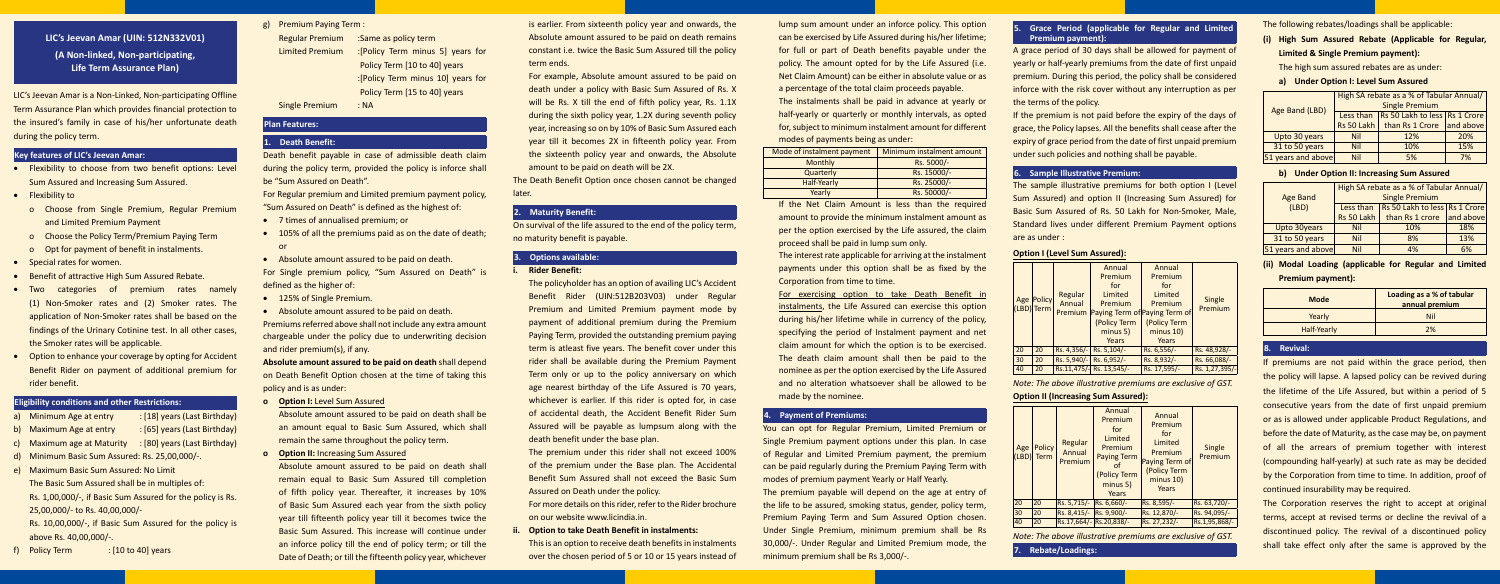# LIC's Jeevan Amar (UIN: 512N332V01)

**(A Non-linked, Non-participating, Life Term Assurance Plan)**

LIC's Jeevan Amar is a Non-Linked, Non-participating Offline Term Assurance Plan which provides financial protection to the insured's family in case of his/her unfortunate death during the policy term.

## Key features of LIC's Jeevan Amar:

- Flexibility to choose from two benefit options: Level Sum Assured and Increasing Sum Assured.
- Flexibility to
  - o Choose from Single Premium, Regular Premium and Limited Premium Payment
  - o Choose the Policy Term/Premium Paying Term
  - o Opt for payment of benefit in instalments.
- Special rates for women.
- Benefit of attractive High Sum Assured Rebate.
- Two categories of premium rates namely (1) Non-smoker rates and (2) Smoker rates. The application of Non-Smoker rates shall be based on the findings of the Urinary Cotinine test. In all other cases, the Smoker rates will be applicable.
- Option to enhance your coverage by opting for Accident Benefit Rider on payment of additional premium for rider benefit.

## Eligibility conditions and other Restrictions:

a) Minimum Age at entry : [18] years (Last Birthday)
b) Maximum Age at entry : [65] years (Last Birthday)
c) Maximum age at Maturity : [80] years (Last Birthday)
d) Minimum Basic Sum Assured: Rs. 25,00,000/-.
e) Maximum Basic Sum Assured: No Limit

The Basic Sum Assured shall be in multiples of:

Rs. 1,00,000/-, if Basic Sum Assured for the policy is Rs. 25,00,000/- to Rs. 40,00,000/-

Rs. 10,00,000/-, if Basic Sum Assured for the policy is above Rs. 40,00,000/-.

f) Policy Term : [10 to 40] years

g) Premium Paying Term :

Regular Premium :Same as policy term
Limited Premium :[Policy Term minus 5] years for Policy Term [10 to 40] years
:[Policy Term minus 10] years for Policy Term [15 to 40] years
Single Premium : NA

## Plan Features:

### 1. Death Benefit:

Death benefit payable in case of admissible death claim during the policy term, provided the policy is inforce shall be "Sum Assured on Death".

For Regular premium and Limited premium payment policy, "Sum Assured on Death" is defined as the highest of:

- 7 times of annualised premium; or
- 105% of all the premiums paid as on the date of death; or
- Absolute amount assured to be paid on death.

For Single premium policy, "Sum Assured on Death" is defined as the higher of:

- 125% of Single Premium.
- Absolute amount assured to be paid on death.

Premiums referred above shall not include any extra amount chargeable under the policy due to underwriting decision and rider premium(s), if any.

**Absolute amount assured to be paid on death** shall depend on Death Benefit Option chosen at the time of taking this policy and is as under:

- o **Option I:** Level Sum Assured

Absolute amount assured to be paid on death shall be an amount equal to Basic Sum Assured, which shall remain the same throughout the policy term.

- o **Option II:** Increasing Sum Assured

Absolute amount assured to be paid on death shall remain equal to Basic Sum Assured till completion of fifth policy year. Thereafter, it increases by 10% of Basic Sum Assured each year from the sixth policy year till fifteenth policy year till it becomes twice the Basic Sum Assured. This increase will continue under an inforce policy till the end of policy term; or till the Date of Death; or till the fifteenth policy year, whichever is earlier. From sixteenth policy year and onwards, the Absolute amount assured to be paid on death remains constant i.e. twice the Basic Sum Assured till the policy term ends.

For example, Absolute amount assured to be paid on death under a policy with Basic Sum Assured of Rs. X will be Rs. X till the end of fifth policy year, Rs. 1.1X during the sixth policy year, 1.2X during seventh policy year, increasing so on by 10% of Basic Sum Assured each year till it becomes 2X in fifteenth policy year. From the sixteenth policy year and onwards, the Absolute amount to be paid on death will be 2X.

The Death Benefit Option once chosen cannot be changed later.

### 2. Maturity Benefit:

On survival of the life assured to the end of the policy term, no maturity benefit is payable.

### 3. Options available:

**i. Rider Benefit:**

The policyholder has an option of availing LIC's Accident Benefit Rider (UIN:512B203V03) under Regular Premium and Limited Premium payment mode by payment of additional premium during the Premium Paying Term, provided the outstanding premium paying term is atleast five years. The benefit cover under this rider shall be available during the Premium Payment Term only or up to the policy anniversary on which age nearest birthday of the Life Assured is 70 years, whichever is earlier. If this rider is opted for, in case of accidental death, the Accident Benefit Rider Sum Assured will be payable as lumpsum along with the death benefit under the base plan.

The premium under this rider shall not exceed 100% of the premium under the Base plan. The Accidental Benefit Sum Assured shall not exceed the Basic Sum Assured on Death under the policy.

For more details on this rider, refer to the Rider brochure on our website www.licindia.in.

**ii. Option to take Death Benefit in instalments:**

This is an option to receive death benefits in instalments over the chosen period of 5 or 10 or 15 years instead of lump sum amount under an inforce policy. This option can be exercised by Life Assured during his/her lifetime; for full or part of Death benefits payable under the policy. The amount opted for by the Life Assured (i.e. Net Claim Amount) can be either in absolute value or as a percentage of the total claim proceeds payable.

The instalments shall be paid in advance at yearly or half-yearly or quarterly or monthly intervals, as opted for, subject to minimum instalment amount for different modes of payments being as under:

| Mode of instalment payment | Minimum instalment amount |
|---|---|
| Monthly | Rs. 5000/- |
| Quarterly | Rs. 15000/- |
| Half-Yearly | Rs. 25000/- |
| Yearly | Rs. 50000/- |

If the Net Claim Amount is less than the required amount to provide the minimum instalment amount as per the option exercised by the Life assured, the claim proceed shall be paid in lump sum only.

The interest rate applicable for arriving at the instalment payments under this option shall be as fixed by the Corporation from time to time.

For exercising option to take Death Benefit in instalments, the Life Assured can exercise this option during his/her lifetime while in currency of the policy, specifying the period of Instalment payment and net claim amount for which the option is to be exercised. The death claim amount shall then be paid to the nominee as per the option exercised by the Life Assured and no alteration whatsoever shall be allowed to be made by the nominee.

### 4. Payment of Premiums:

You can opt for Regular Premium, Limited Premium or Single Premium payment options under this plan. In case of Regular and Limited Premium payment, the premium can be paid regularly during the Premium Paying Term with modes of premium payment Yearly or Half Yearly.

The premium payable will depend on the age at entry of the life to be assured, smoking status, gender, policy term, Premium Paying Term and Sum Assured Option chosen. Under Single Premium, minimum premium shall be Rs 30,000/-. Under Regular and Limited Premium mode, the minimum premium shall be Rs 3,000/-.

### 5. Grace Period (applicable for Regular and Limited Premium payment):

A grace period of 30 days shall be allowed for payment of yearly or half-yearly premiums from the date of first unpaid premium. During this period, the policy shall be considered inforce with the risk cover without any interruption as per the terms of the policy.

If the premium is not paid before the expiry of the days of grace, the Policy lapses. All the benefits shall cease after the expiry of grace period from the date of first unpaid premium under such policies and nothing shall be payable.

### 6. Sample Illustrative Premium:

The sample illustrative premiums for both option I (Level Sum Assured) and option II (Increasing Sum Assured) for Basic Sum Assured of Rs. 50 Lakh for Non-Smoker, Male, Standard lives under different Premium Payment options are as under :

**Option I (Level Sum Assured):**

| Age (LBD) | Policy Term | Regular Annual Premium | Annual Premium for Limited Premium Paying Term of (Policy Term minus 5) Years | Annual Premium for Limited Premium Paying Term of (Policy Term minus 10) Years | Single Premium |
|---|---|---|---|---|---|
| 20 | 20 | Rs. 4,356/- | Rs. 5,104/- | Rs. 6,556/- | Rs. 48,928/- |
| 30 | 20 | Rs. 5,940/- | Rs. 6,952/- | Rs. 8,932/- | Rs. 66,088/- |
| 40 | 20 | Rs.11,475/- | Rs. 13,545/- | Rs. 17,595/- | Rs. 1,27,395/- |

*Note: The above illustrative premiums are exclusive of GST.*

**Option II (Increasing Sum Assured):**

| Age (LBD) | Policy Term | Regular Annual Premium | Annual Premium for Limited Premium Paying Term of (Policy Term minus 5) Years | Annual Premium for Limited Premium Paying Term of (Policy Term minus 10) Years | Single Premium |
|---|---|---|---|---|---|
| 20 | 20 | Rs. 5,715/- | Rs. 6,660/- | Rs. 8,595/- | Rs. 63,720/- |
| 30 | 20 | Rs. 8,415/- | Rs. 9,900/- | Rs. 12,870/- | Rs. 94,095/- |
| 40 | 20 | Rs.17,664/- | Rs.20,838/- | Rs. 27,232/- | Rs.1,95,868/- |

*Note: The above illustrative premiums are exclusive of GST.*

### 7. Rebate/Loadings:

The following rebates/loadings shall be applicable:

**(i) High Sum Assured Rebate (Applicable for Regular, Limited & Single Premium payment):**

The high sum assured rebates are as under:

**a) Under Option I: Level Sum Assured**

| Age Band (LBD) | High SA rebate as a % of Tabular Annual/ Single Premium | | |
|---|---|---|---|
| | Less than Rs 50 Lakh | Rs 50 Lakh to less than Rs 1 Crore | Rs 1 Crore and above |
| Upto 30 years | Nil | 12% | 20% |
| 31 to 50 years | Nil | 10% | 15% |
| 51 years and above | Nil | 5% | 7% |

**b) Under Option II: Increasing Sum Assured**

| Age Band (LBD) | High SA rebate as a % of Tabular Annual/ Single Premium | | |
|---|---|---|---|
| | Less than Rs 50 Lakh | Rs 50 Lakh to less than Rs 1 Crore | Rs 1 Crore and above |
| Upto 30years | Nil | 10% | 18% |
| 31 to 50 years | Nil | 8% | 13% |
| 51 years and above | Nil | 4% | 6% |

**(ii) Modal Loading (applicable for Regular and Limited Premium payment):**

| Mode | Loading as a % of tabular annual premium |
|---|---|
| Yearly | Nil |
| Half-Yearly | 2% |

### 8. Revival:

If premiums are not paid within the grace period, then the policy will lapse. A lapsed policy can be revived during the lifetime of the Life Assured, but within a period of 5 consecutive years from the date of first unpaid premium or as is allowed under applicable Product Regulations, and before the date of Maturity, as the case may be, on payment of all the arrears of premium together with interest (compounding half-yearly) at such rate as may be decided by the Corporation from time to time. In addition, proof of continued insurability may be required.

The Corporation reserves the right to accept at original terms, accept at revised terms or decline the revival of a discontinued policy. The revival of a discontinued policy shall take effect only after the same is approved by the